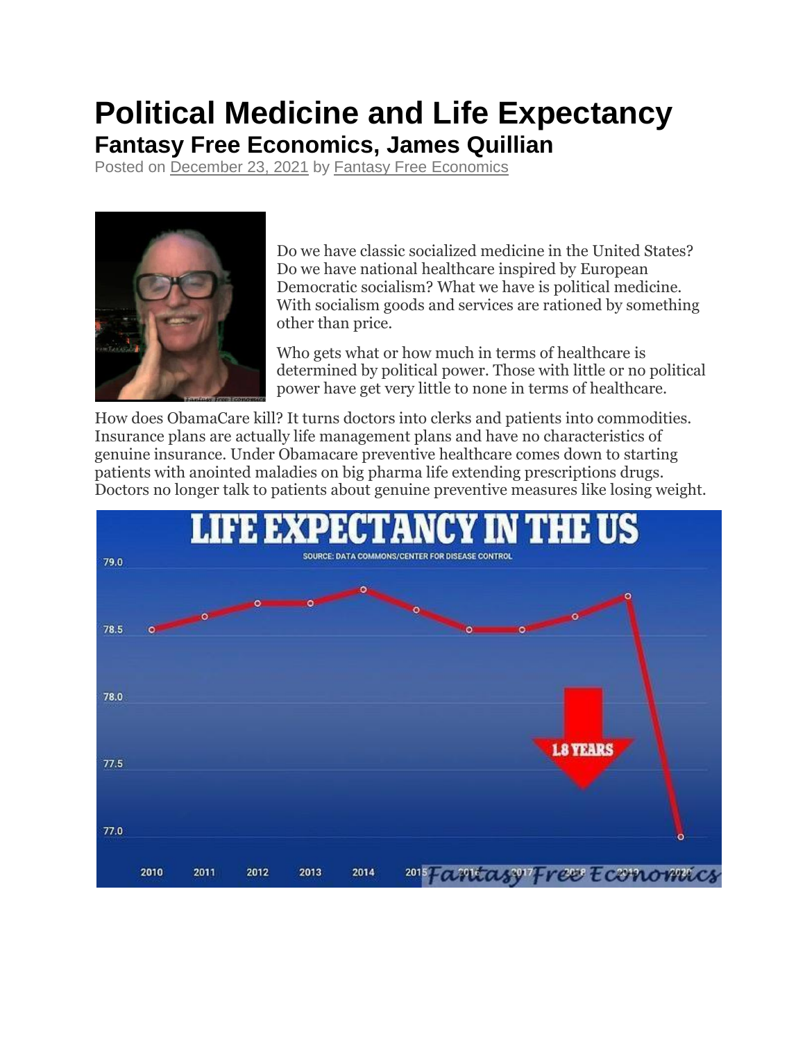# Political Medicine and Life Expectancy

## Fantasy Free Economics, James Quillian

Posted on December 23, 2021 by Fantasy Free Economics

Do we have classic socialized medicine in the United States? Do we have national healthcare inspired by European Democratic socialism? What we have is political medicine. With socialism goods and services are rationed by something other than price.

Who gets what or how much in terms of healthcare is determined by political power. Those with little or no political power have get very little to none in terms of healthcare.

How does ObamaCare kill? It turns doctors into clerks and patients into commodities. Insurance plans are actually life management plans and have no characteristics of genuine insurance. Under Obamacare preventive healthcare comes down to starting patients with anointed maladies on big pharma life extending prescriptions drugs. Doctors no longer talk to patients about genuine preventive measures like losing weight.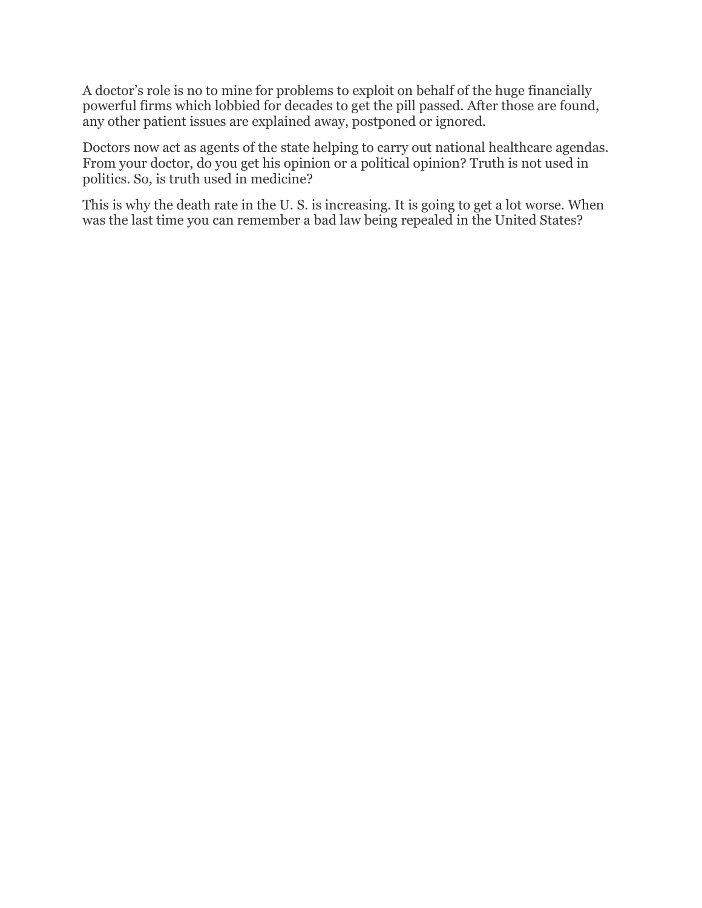A doctor’s role is no to mine for problems to exploit on behalf of the huge financially powerful firms which lobbied for decades to get the pill passed. After those are found, any other patient issues are explained away, postponed or ignored.

Doctors now act as agents of the state helping to carry out national healthcare agendas. From your doctor, do you get his opinion or a political opinion? Truth is not used in politics. So, is truth used in medicine?

This is why the death rate in the U. S. is increasing. It is going to get a lot worse. When was the last time you can remember a bad law being repealed in the United States?